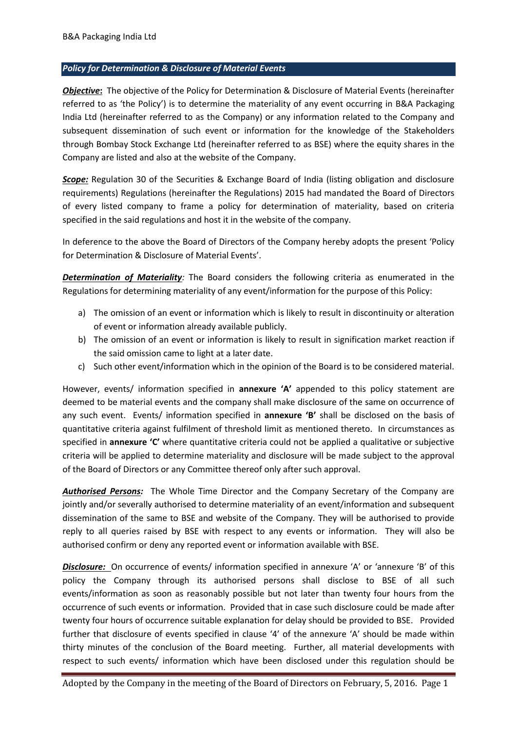## *Policy for Determination & Disclosure of Material Events*

***Objective*:** The objective of the Policy for Determination & Disclosure of Material Events (hereinafter referred to as 'the Policy') is to determine the materiality of any event occurring in B&A Packaging India Ltd (hereinafter referred to as the Company) or any information related to the Company and subsequent dissemination of such event or information for the knowledge of the Stakeholders through Bombay Stock Exchange Ltd (hereinafter referred to as BSE) where the equity shares in the Company are listed and also at the website of the Company.

***Scope:*** Regulation 30 of the Securities & Exchange Board of India (listing obligation and disclosure requirements) Regulations (hereinafter the Regulations) 2015 had mandated the Board of Directors of every listed company to frame a policy for determination of materiality, based on criteria specified in the said regulations and host it in the website of the company.

In deference to the above the Board of Directors of the Company hereby adopts the present 'Policy for Determination & Disclosure of Material Events'.

***Determination of Materiality:*** The Board considers the following criteria as enumerated in the Regulations for determining materiality of any event/information for the purpose of this Policy:

a) The omission of an event or information which is likely to result in discontinuity or alteration of event or information already available publicly.
b) The omission of an event or information is likely to result in signification market reaction if the said omission came to light at a later date.
c) Such other event/information which in the opinion of the Board is to be considered material.

However, events/ information specified in **annexure 'A'** appended to this policy statement are deemed to be material events and the company shall make disclosure of the same on occurrence of any such event. Events/ information specified in **annexure 'B'** shall be disclosed on the basis of quantitative criteria against fulfilment of threshold limit as mentioned thereto. In circumstances as specified in **annexure 'C'** where quantitative criteria could not be applied a qualitative or subjective criteria will be applied to determine materiality and disclosure will be made subject to the approval of the Board of Directors or any Committee thereof only after such approval.

***Authorised Persons:*** The Whole Time Director and the Company Secretary of the Company are jointly and/or severally authorised to determine materiality of an event/information and subsequent dissemination of the same to BSE and website of the Company. They will be authorised to provide reply to all queries raised by BSE with respect to any events or information. They will also be authorised confirm or deny any reported event or information available with BSE.

***Disclosure:*** On occurrence of events/ information specified in annexure 'A' or 'annexure 'B' of this policy the Company through its authorised persons shall disclose to BSE of all such events/information as soon as reasonably possible but not later than twenty four hours from the occurrence of such events or information. Provided that in case such disclosure could be made after twenty four hours of occurrence suitable explanation for delay should be provided to BSE. Provided further that disclosure of events specified in clause '4' of the annexure 'A' should be made within thirty minutes of the conclusion of the Board meeting. Further, all material developments with respect to such events/ information which have been disclosed under this regulation should be

Adopted by the Company in the meeting of the Board of Directors on February, 5, 2016.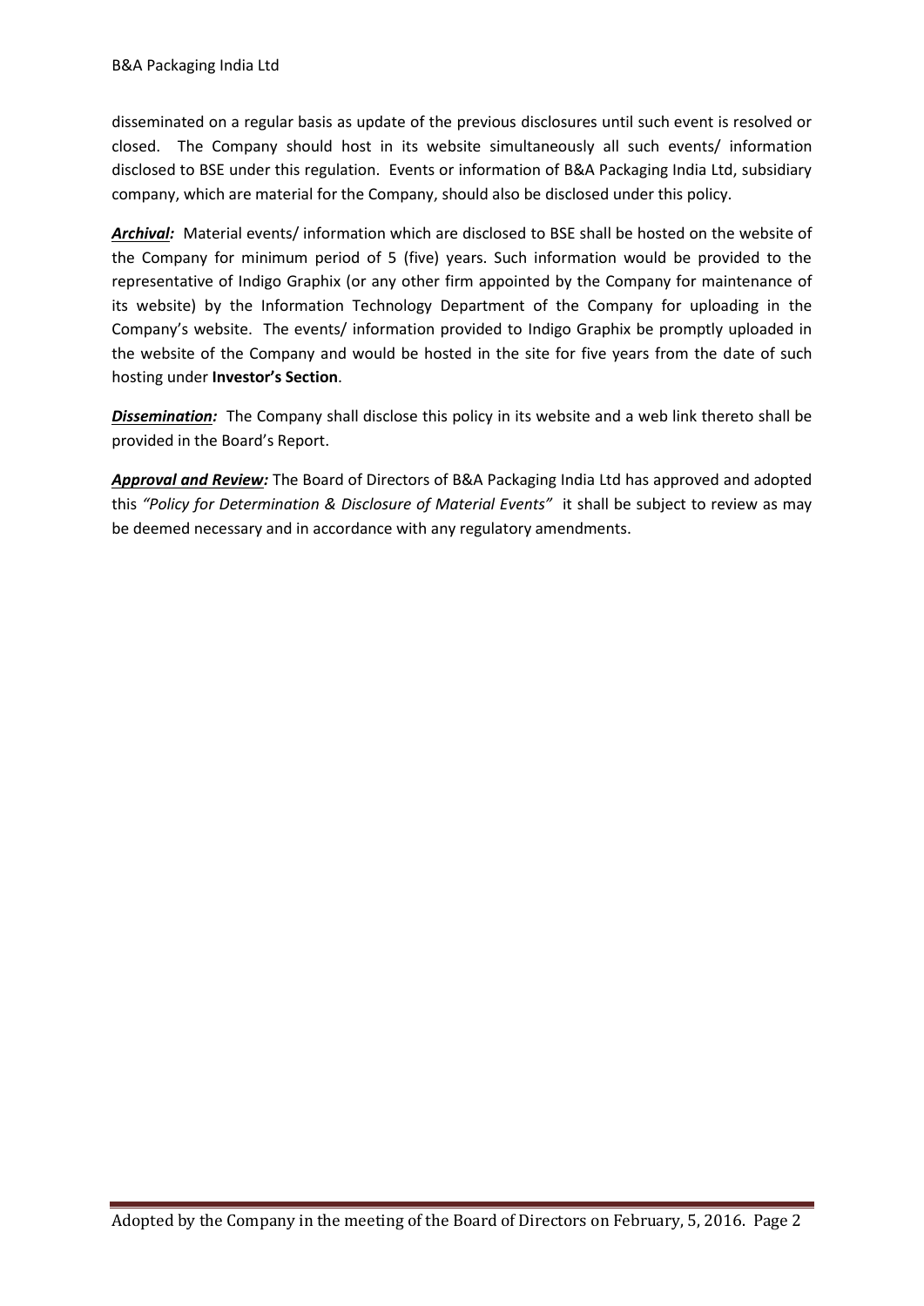disseminated on a regular basis as update of the previous disclosures until such event is resolved or closed. The Company should host in its website simultaneously all such events/ information disclosed to BSE under this regulation. Events or information of B&A Packaging India Ltd, subsidiary company, which are material for the Company, should also be disclosed under this policy.

***Archival:*** Material events/ information which are disclosed to BSE shall be hosted on the website of the Company for minimum period of 5 (five) years. Such information would be provided to the representative of Indigo Graphix (or any other firm appointed by the Company for maintenance of its website) by the Information Technology Department of the Company for uploading in the Company's website. The events/ information provided to Indigo Graphix be promptly uploaded in the website of the Company and would be hosted in the site for five years from the date of such hosting under **Investor's Section**.

***Dissemination:*** The Company shall disclose this policy in its website and a web link thereto shall be provided in the Board's Report.

***Approval and Review:*** The Board of Directors of B&A Packaging India Ltd has approved and adopted this *"Policy for Determination & Disclosure of Material Events"* it shall be subject to review as may be deemed necessary and in accordance with any regulatory amendments.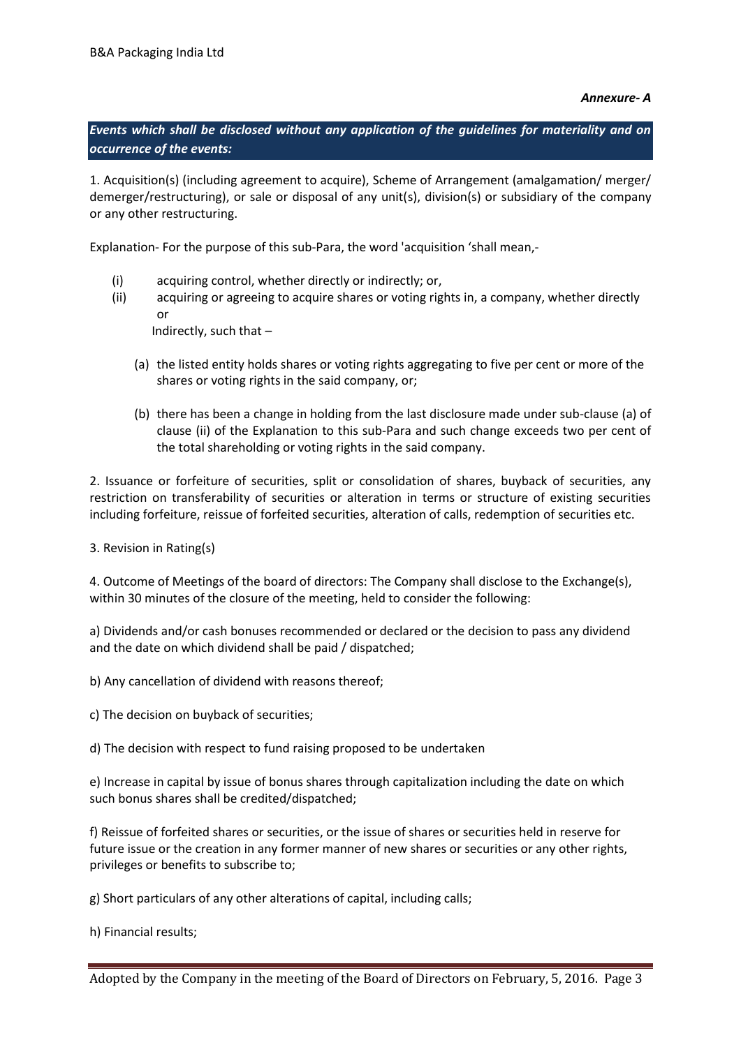*Annexure- A*

***Events which shall be disclosed without any application of the guidelines for materiality and on occurrence of the events:***

1. Acquisition(s) (including agreement to acquire), Scheme of Arrangement (amalgamation/ merger/ demerger/restructuring), or sale or disposal of any unit(s), division(s) or subsidiary of the company or any other restructuring.

Explanation- For the purpose of this sub-Para, the word 'acquisition 'shall mean,-

(i) acquiring control, whether directly or indirectly; or,

(ii) acquiring or agreeing to acquire shares or voting rights in, a company, whether directly or Indirectly, such that –

(a) the listed entity holds shares or voting rights aggregating to five per cent or more of the shares or voting rights in the said company, or;

(b) there has been a change in holding from the last disclosure made under sub-clause (a) of clause (ii) of the Explanation to this sub-Para and such change exceeds two per cent of the total shareholding or voting rights in the said company.

2. Issuance or forfeiture of securities, split or consolidation of shares, buyback of securities, any restriction on transferability of securities or alteration in terms or structure of existing securities including forfeiture, reissue of forfeited securities, alteration of calls, redemption of securities etc.

3. Revision in Rating(s)

4. Outcome of Meetings of the board of directors: The Company shall disclose to the Exchange(s), within 30 minutes of the closure of the meeting, held to consider the following:

a) Dividends and/or cash bonuses recommended or declared or the decision to pass any dividend and the date on which dividend shall be paid / dispatched;

b) Any cancellation of dividend with reasons thereof;

c) The decision on buyback of securities;

d) The decision with respect to fund raising proposed to be undertaken

e) Increase in capital by issue of bonus shares through capitalization including the date on which such bonus shares shall be credited/dispatched;

f) Reissue of forfeited shares or securities, or the issue of shares or securities held in reserve for future issue or the creation in any former manner of new shares or securities or any other rights, privileges or benefits to subscribe to;

g) Short particulars of any other alterations of capital, including calls;

h) Financial results;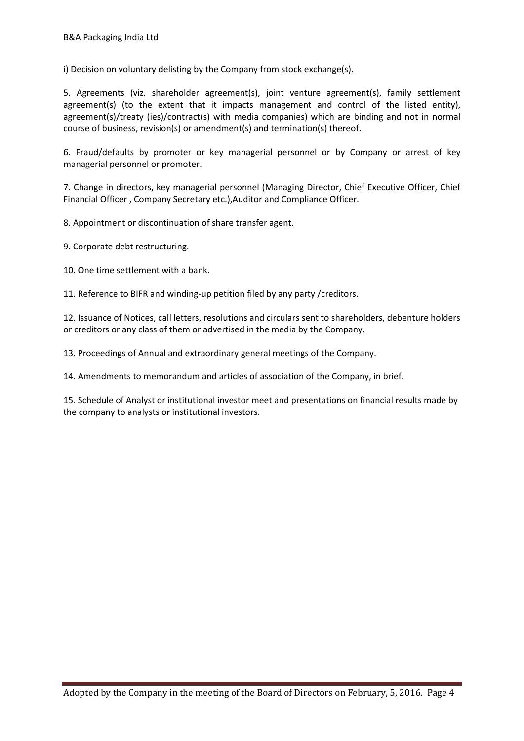i) Decision on voluntary delisting by the Company from stock exchange(s).

5. Agreements (viz. shareholder agreement(s), joint venture agreement(s), family settlement agreement(s) (to the extent that it impacts management and control of the listed entity), agreement(s)/treaty (ies)/contract(s) with media companies) which are binding and not in normal course of business, revision(s) or amendment(s) and termination(s) thereof.

6. Fraud/defaults by promoter or key managerial personnel or by Company or arrest of key managerial personnel or promoter.

7. Change in directors, key managerial personnel (Managing Director, Chief Executive Officer, Chief Financial Officer , Company Secretary etc.),Auditor and Compliance Officer.

8. Appointment or discontinuation of share transfer agent.

9. Corporate debt restructuring.

10. One time settlement with a bank.

11. Reference to BIFR and winding-up petition filed by any party /creditors.

12. Issuance of Notices, call letters, resolutions and circulars sent to shareholders, debenture holders or creditors or any class of them or advertised in the media by the Company.

13. Proceedings of Annual and extraordinary general meetings of the Company.

14. Amendments to memorandum and articles of association of the Company, in brief.

15. Schedule of Analyst or institutional investor meet and presentations on financial results made by the company to analysts or institutional investors.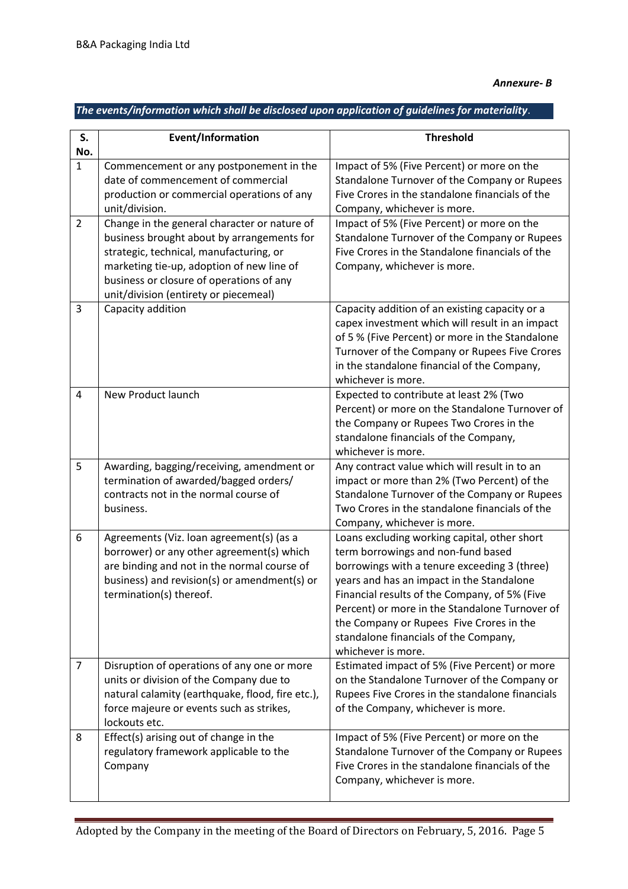*Annexure- B*

***The events/information which shall be disclosed upon application of guidelines for materiality*.**

| S. No. | Event/Information | Threshold |
|---|---|---|
| 1 | Commencement or any postponement in the date of commencement of commercial production or commercial operations of any unit/division. | Impact of 5% (Five Percent) or more on the Standalone Turnover of the Company or Rupees Five Crores in the standalone financials of the Company, whichever is more. |
| 2 | Change in the general character or nature of business brought about by arrangements for strategic, technical, manufacturing, or marketing tie-up, adoption of new line of business or closure of operations of any unit/division (entirety or piecemeal) | Impact of 5% (Five Percent) or more on the Standalone Turnover of the Company or Rupees Five Crores in the Standalone financials of the Company, whichever is more. |
| 3 | Capacity addition | Capacity addition of an existing capacity or a capex investment which will result in an impact of 5 % (Five Percent) or more in the Standalone Turnover of the Company or Rupees Five Crores in the standalone financial of the Company, whichever is more. |
| 4 | New Product launch | Expected to contribute at least 2% (Two Percent) or more on the Standalone Turnover of the Company or Rupees Two Crores in the standalone financials of the Company, whichever is more. |
| 5 | Awarding, bagging/receiving, amendment or termination of awarded/bagged orders/ contracts not in the normal course of business. | Any contract value which will result in to an impact or more than 2% (Two Percent) of the Standalone Turnover of the Company or Rupees Two Crores in the standalone financials of the Company, whichever is more. |
| 6 | Agreements (Viz. loan agreement(s) (as a borrower) or any other agreement(s) which are binding and not in the normal course of business) and revision(s) or amendment(s) or termination(s) thereof. | Loans excluding working capital, other short term borrowings and non-fund based borrowings with a tenure exceeding 3 (three) years and has an impact in the Standalone Financial results of the Company, of 5% (Five Percent) or more in the Standalone Turnover of the Company or Rupees Five Crores in the standalone financials of the Company, whichever is more. |
| 7 | Disruption of operations of any one or more units or division of the Company due to natural calamity (earthquake, flood, fire etc.), force majeure or events such as strikes, lockouts etc. | Estimated impact of 5% (Five Percent) or more on the Standalone Turnover of the Company or Rupees Five Crores in the standalone financials of the Company, whichever is more. |
| 8 | Effect(s) arising out of change in the regulatory framework applicable to the Company | Impact of 5% (Five Percent) or more on the Standalone Turnover of the Company or Rupees Five Crores in the standalone financials of the Company, whichever is more. |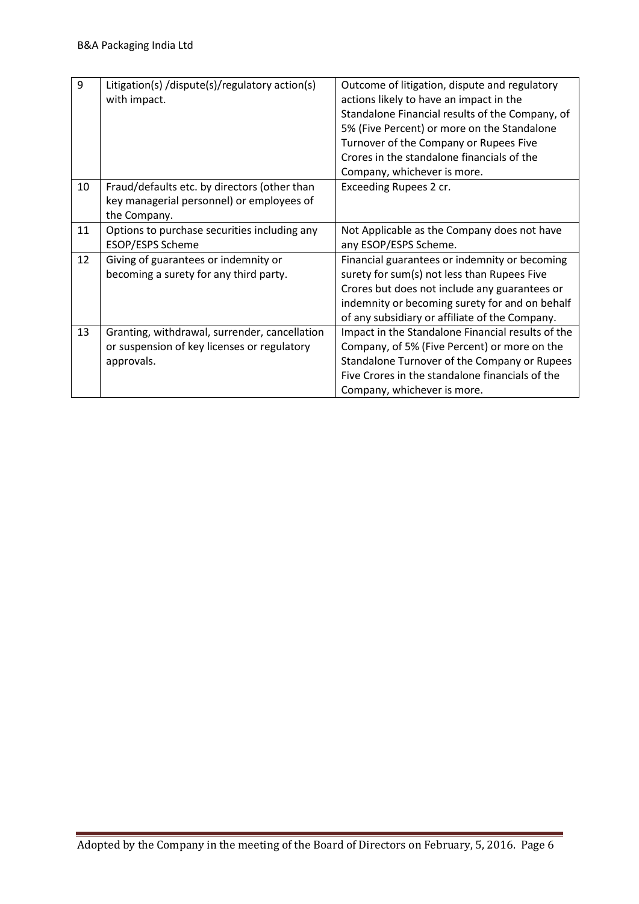| 9 | Litigation(s) /dispute(s)/regulatory action(s) with impact. | Outcome of litigation, dispute and regulatory actions likely to have an impact in the Standalone Financial results of the Company, of 5% (Five Percent) or more on the Standalone Turnover of the Company or Rupees Five Crores in the standalone financials of the Company, whichever is more. |
|---|---|---|
| 10 | Fraud/defaults etc. by directors (other than key managerial personnel) or employees of the Company. | Exceeding Rupees 2 cr. |
| 11 | Options to purchase securities including any ESOP/ESPS Scheme | Not Applicable as the Company does not have any ESOP/ESPS Scheme. |
| 12 | Giving of guarantees or indemnity or becoming a surety for any third party. | Financial guarantees or indemnity or becoming surety for sum(s) not less than Rupees Five Crores but does not include any guarantees or indemnity or becoming surety for and on behalf of any subsidiary or affiliate of the Company. |
| 13 | Granting, withdrawal, surrender, cancellation or suspension of key licenses or regulatory approvals. | Impact in the Standalone Financial results of the Company, of 5% (Five Percent) or more on the Standalone Turnover of the Company or Rupees Five Crores in the standalone financials of the Company, whichever is more. |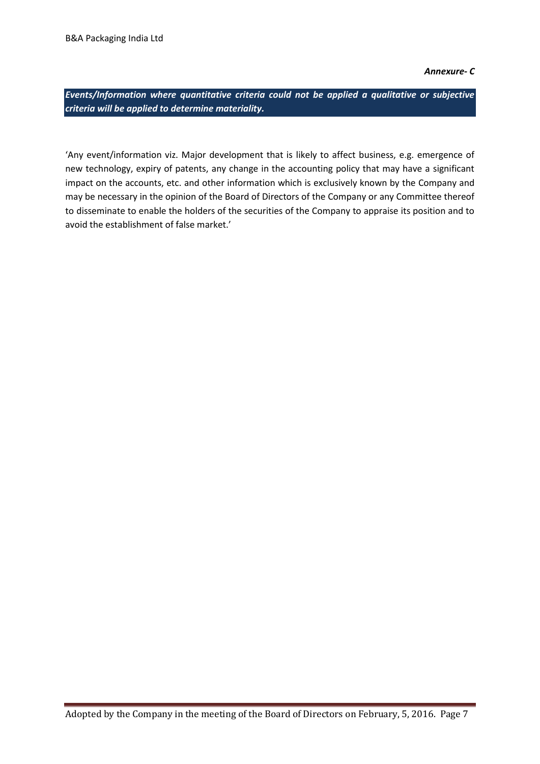*Annexure- C*

***Events/Information where quantitative criteria could not be applied a qualitative or subjective criteria will be applied to determine materiality.***

'Any event/information viz. Major development that is likely to affect business, e.g. emergence of new technology, expiry of patents, any change in the accounting policy that may have a significant impact on the accounts, etc. and other information which is exclusively known by the Company and may be necessary in the opinion of the Board of Directors of the Company or any Committee thereof to disseminate to enable the holders of the securities of the Company to appraise its position and to avoid the establishment of false market.'